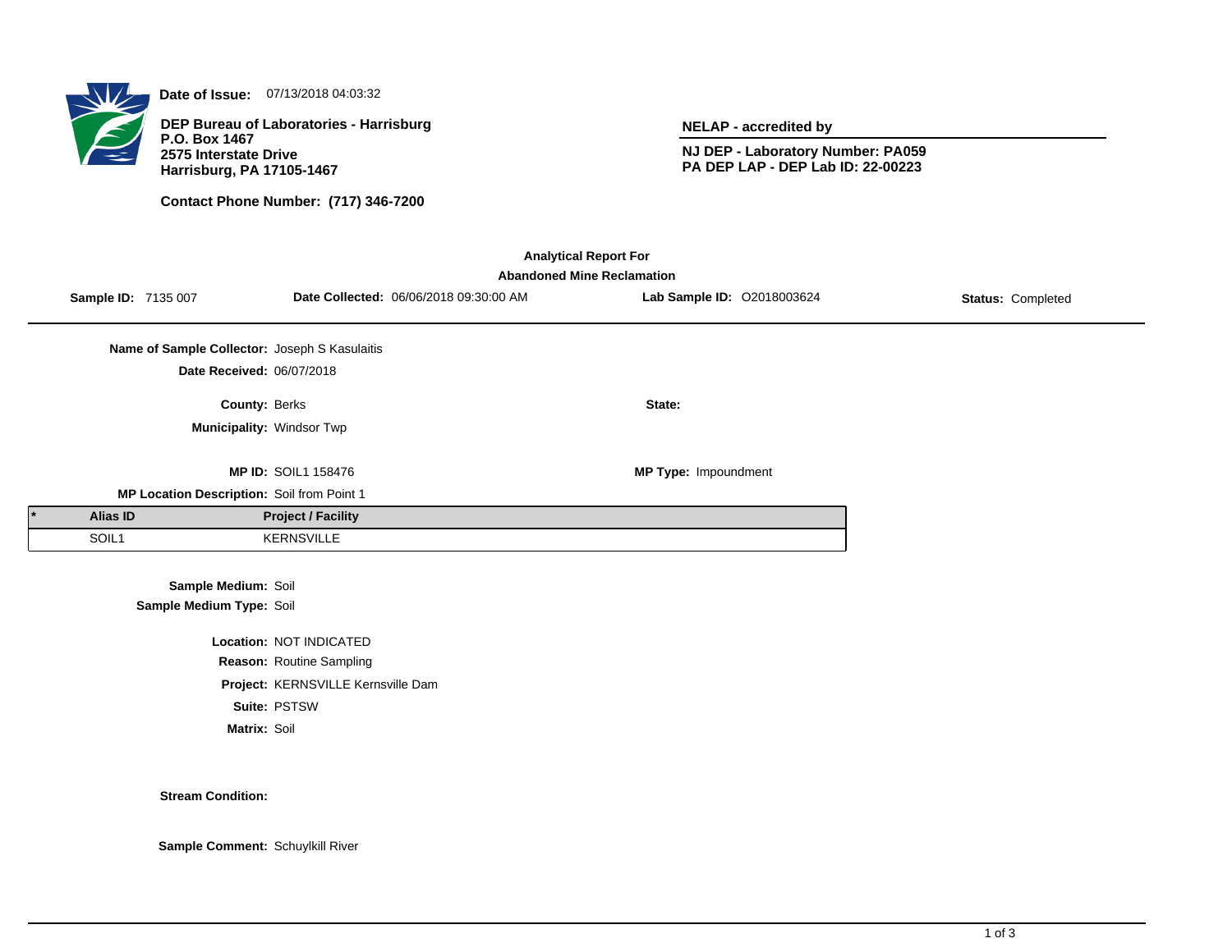**Date of Issue:** 07/13/2018 04:03:32

**DEP Bureau of Laboratories - Harrisburg**
**P.O. Box 1467**
**2575 Interstate Drive**
**Harrisburg, PA 17105-1467**

**Contact Phone Number: (717) 346-7200**

**NELAP - accredited by**

**NJ DEP - Laboratory Number: PA059**
**PA DEP LAP - DEP Lab ID: 22-00223**

## Analytical Report For
## Abandoned Mine Reclamation

**Sample ID:** 7135 007 | **Date Collected:** 06/06/2018 09:30:00 AM | **Lab Sample ID:** O2018003624 | **Status:** Completed

**Name of Sample Collector:** Joseph S Kasulaitis

**Date Received:** 06/07/2018

**County:** Berks

**State:**

**Municipality:** Windsor Twp

**MP ID:** SOIL1 158476

**MP Type:** Impoundment

**MP Location Description:** Soil from Point 1

| * | Alias ID | Project / Facility |
|---|---|---|
| | SOIL1 | KERNSVILLE |

**Sample Medium:** Soil

**Sample Medium Type:** Soil

**Location:** NOT INDICATED

**Reason:** Routine Sampling

**Project:** KERNSVILLE Kernsville Dam

**Suite:** PSTSW

**Matrix:** Soil

**Stream Condition:**

**Sample Comment:** Schuylkill River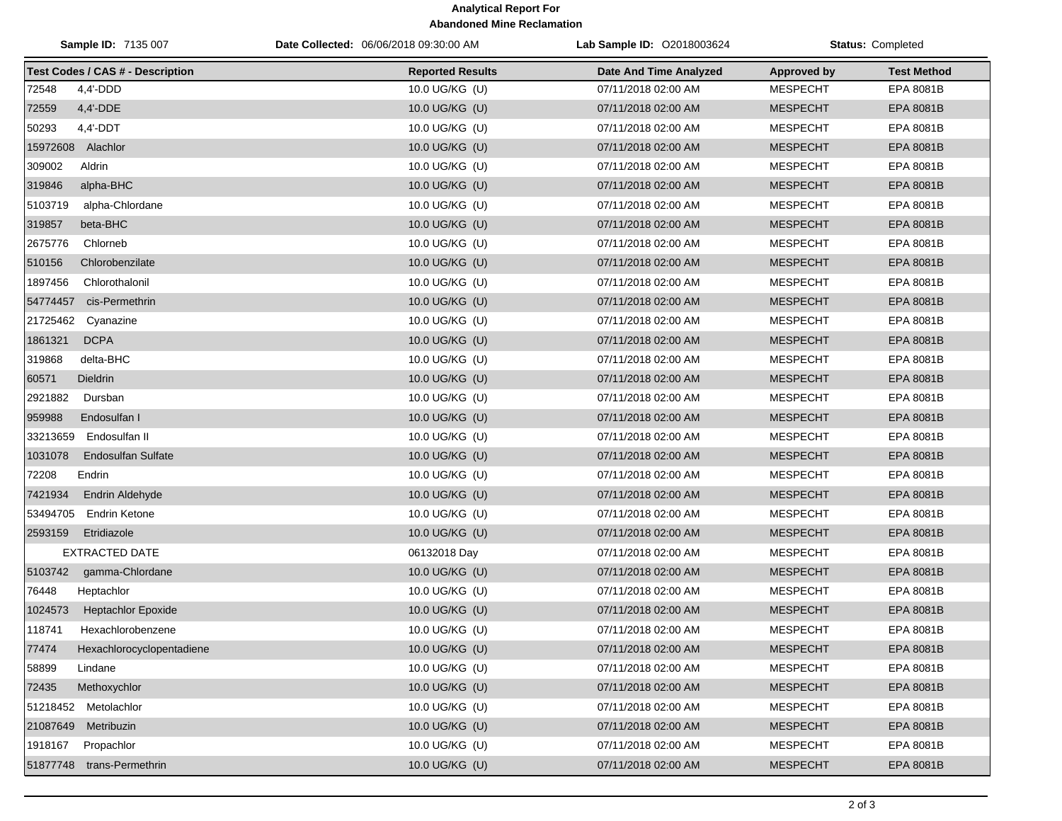**Analytical Report For**
**Abandoned Mine Reclamation**

**Sample ID:** 7135 007 | **Date Collected:** 06/06/2018 09:30:00 AM | **Lab Sample ID:** O2018003624 | **Status:** Completed

| Test Codes / CAS # - Description | Reported Results | Date And Time Analyzed | Approved by | Test Method |
|---|---|---|---|---|
| 72548 4,4'-DDD | 10.0 UG/KG (U) | 07/11/2018 02:00 AM | MESPECHT | EPA 8081B |
| 72559 4,4'-DDE | 10.0 UG/KG (U) | 07/11/2018 02:00 AM | MESPECHT | EPA 8081B |
| 50293 4,4'-DDT | 10.0 UG/KG (U) | 07/11/2018 02:00 AM | MESPECHT | EPA 8081B |
| 15972608 Alachlor | 10.0 UG/KG (U) | 07/11/2018 02:00 AM | MESPECHT | EPA 8081B |
| 309002 Aldrin | 10.0 UG/KG (U) | 07/11/2018 02:00 AM | MESPECHT | EPA 8081B |
| 319846 alpha-BHC | 10.0 UG/KG (U) | 07/11/2018 02:00 AM | MESPECHT | EPA 8081B |
| 5103719 alpha-Chlordane | 10.0 UG/KG (U) | 07/11/2018 02:00 AM | MESPECHT | EPA 8081B |
| 319857 beta-BHC | 10.0 UG/KG (U) | 07/11/2018 02:00 AM | MESPECHT | EPA 8081B |
| 2675776 Chlorneb | 10.0 UG/KG (U) | 07/11/2018 02:00 AM | MESPECHT | EPA 8081B |
| 510156 Chlorobenzilate | 10.0 UG/KG (U) | 07/11/2018 02:00 AM | MESPECHT | EPA 8081B |
| 1897456 Chlorothalonil | 10.0 UG/KG (U) | 07/11/2018 02:00 AM | MESPECHT | EPA 8081B |
| 54774457 cis-Permethrin | 10.0 UG/KG (U) | 07/11/2018 02:00 AM | MESPECHT | EPA 8081B |
| 21725462 Cyanazine | 10.0 UG/KG (U) | 07/11/2018 02:00 AM | MESPECHT | EPA 8081B |
| 1861321 DCPA | 10.0 UG/KG (U) | 07/11/2018 02:00 AM | MESPECHT | EPA 8081B |
| 319868 delta-BHC | 10.0 UG/KG (U) | 07/11/2018 02:00 AM | MESPECHT | EPA 8081B |
| 60571 Dieldrin | 10.0 UG/KG (U) | 07/11/2018 02:00 AM | MESPECHT | EPA 8081B |
| 2921882 Dursban | 10.0 UG/KG (U) | 07/11/2018 02:00 AM | MESPECHT | EPA 8081B |
| 959988 Endosulfan I | 10.0 UG/KG (U) | 07/11/2018 02:00 AM | MESPECHT | EPA 8081B |
| 33213659 Endosulfan II | 10.0 UG/KG (U) | 07/11/2018 02:00 AM | MESPECHT | EPA 8081B |
| 1031078 Endosulfan Sulfate | 10.0 UG/KG (U) | 07/11/2018 02:00 AM | MESPECHT | EPA 8081B |
| 72208 Endrin | 10.0 UG/KG (U) | 07/11/2018 02:00 AM | MESPECHT | EPA 8081B |
| 7421934 Endrin Aldehyde | 10.0 UG/KG (U) | 07/11/2018 02:00 AM | MESPECHT | EPA 8081B |
| 53494705 Endrin Ketone | 10.0 UG/KG (U) | 07/11/2018 02:00 AM | MESPECHT | EPA 8081B |
| 2593159 Etridiazole | 10.0 UG/KG (U) | 07/11/2018 02:00 AM | MESPECHT | EPA 8081B |
| EXTRACTED DATE | 06132018 Day | 07/11/2018 02:00 AM | MESPECHT | EPA 8081B |
| 5103742 gamma-Chlordane | 10.0 UG/KG (U) | 07/11/2018 02:00 AM | MESPECHT | EPA 8081B |
| 76448 Heptachlor | 10.0 UG/KG (U) | 07/11/2018 02:00 AM | MESPECHT | EPA 8081B |
| 1024573 Heptachlor Epoxide | 10.0 UG/KG (U) | 07/11/2018 02:00 AM | MESPECHT | EPA 8081B |
| 118741 Hexachlorobenzene | 10.0 UG/KG (U) | 07/11/2018 02:00 AM | MESPECHT | EPA 8081B |
| 77474 Hexachlorocyclopentadiene | 10.0 UG/KG (U) | 07/11/2018 02:00 AM | MESPECHT | EPA 8081B |
| 58899 Lindane | 10.0 UG/KG (U) | 07/11/2018 02:00 AM | MESPECHT | EPA 8081B |
| 72435 Methoxychlor | 10.0 UG/KG (U) | 07/11/2018 02:00 AM | MESPECHT | EPA 8081B |
| 51218452 Metolachlor | 10.0 UG/KG (U) | 07/11/2018 02:00 AM | MESPECHT | EPA 8081B |
| 21087649 Metribuzin | 10.0 UG/KG (U) | 07/11/2018 02:00 AM | MESPECHT | EPA 8081B |
| 1918167 Propachlor | 10.0 UG/KG (U) | 07/11/2018 02:00 AM | MESPECHT | EPA 8081B |
| 51877748 trans-Permethrin | 10.0 UG/KG (U) | 07/11/2018 02:00 AM | MESPECHT | EPA 8081B |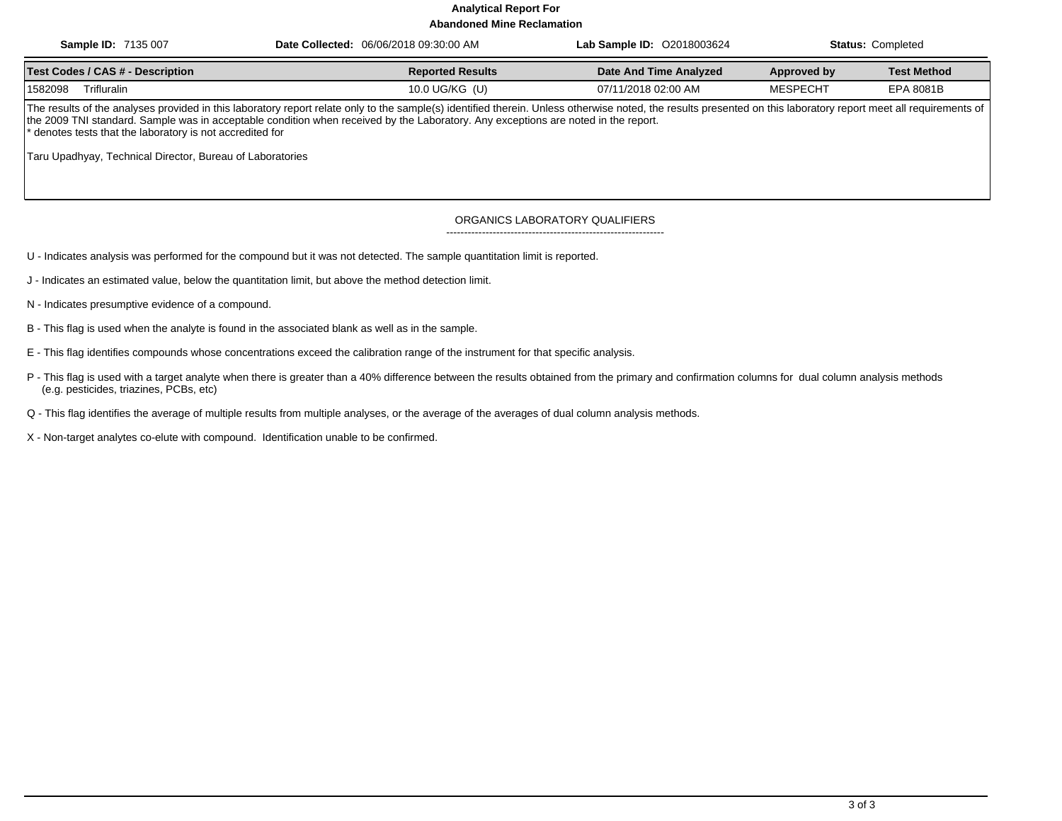**Analytical Report For**
**Abandoned Mine Reclamation**

| **Sample ID:** 7135 007 | **Date Collected:** 06/06/2018 09:30:00 AM | **Lab Sample ID:** O2018003624 | **Status:** Completed |
|---|---|---|---|

| Test Codes / CAS # - Description | Reported Results | Date And Time Analyzed | Approved by | Test Method |
|---|---|---|---|---|
| 1582098 Trifluralin | 10.0 UG/KG (U) | 07/11/2018 02:00 AM | MESPECHT | EPA 8081B |

The results of the analyses provided in this laboratory report relate only to the sample(s) identified therein. Unless otherwise noted, the results presented on this laboratory report meet all requirements of the 2009 TNI standard. Sample was in acceptable condition when received by the Laboratory. Any exceptions are noted in the report.
* denotes tests that the laboratory is not accredited for

Taru Upadhyay, Technical Director, Bureau of Laboratories

ORGANICS LABORATORY QUALIFIERS

U - Indicates analysis was performed for the compound but it was not detected. The sample quantitation limit is reported.

J - Indicates an estimated value, below the quantitation limit, but above the method detection limit.

N - Indicates presumptive evidence of a compound.

B - This flag is used when the analyte is found in the associated blank as well as in the sample.

E - This flag identifies compounds whose concentrations exceed the calibration range of the instrument for that specific analysis.

P - This flag is used with a target analyte when there is greater than a 40% difference between the results obtained from the primary and confirmation columns for dual column analysis methods (e.g. pesticides, triazines, PCBs, etc)

Q - This flag identifies the average of multiple results from multiple analyses, or the average of the averages of dual column analysis methods.

X - Non-target analytes co-elute with compound. Identification unable to be confirmed.